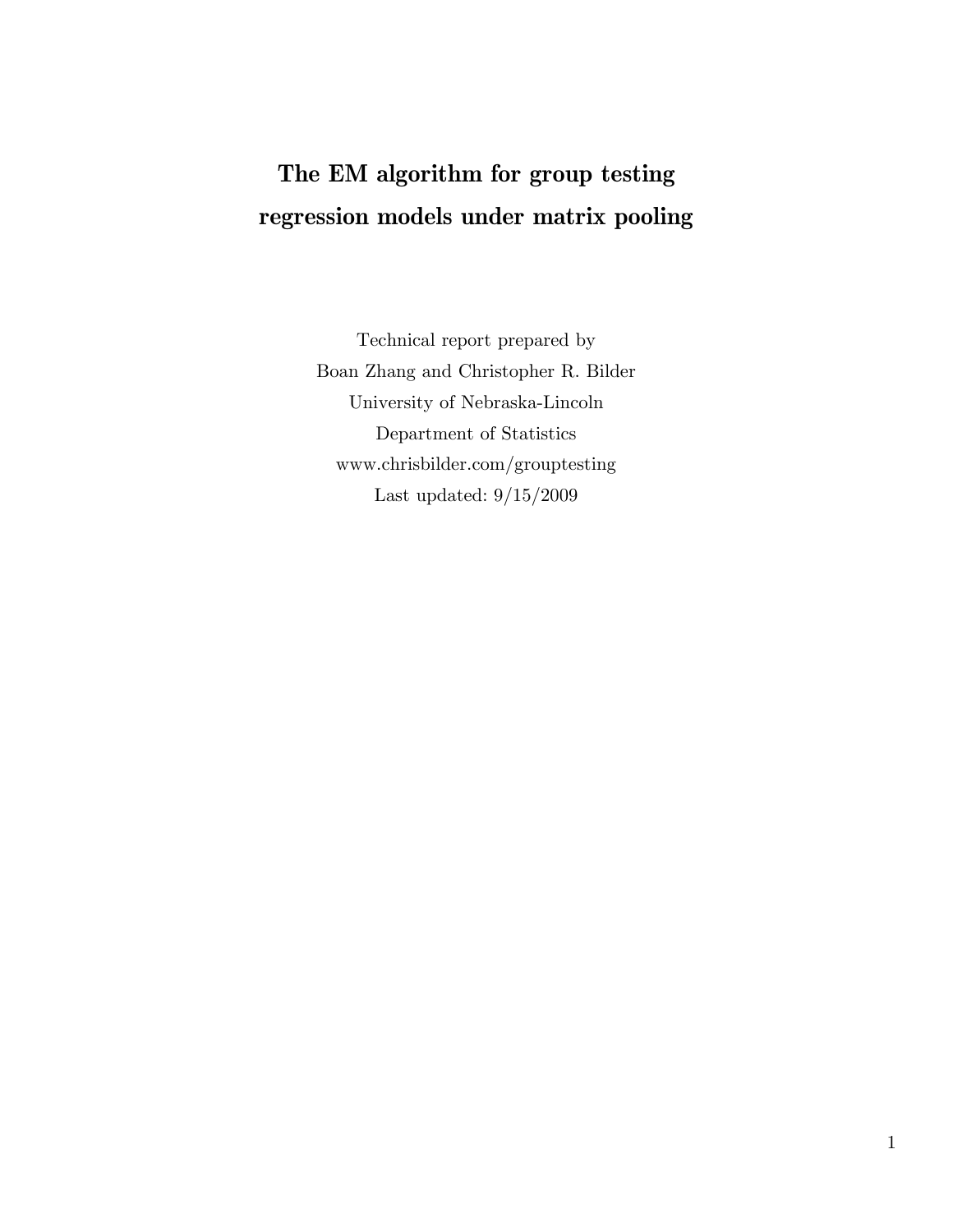# The EM algorithm for group testing regression models under matrix pooling

Technical report prepared by

Boan Zhang and Christopher R. Bilder

University of Nebraska-Lincoln

Department of Statistics

www.chrisbilder.com/grouptesting

Last updated: 9/15/2009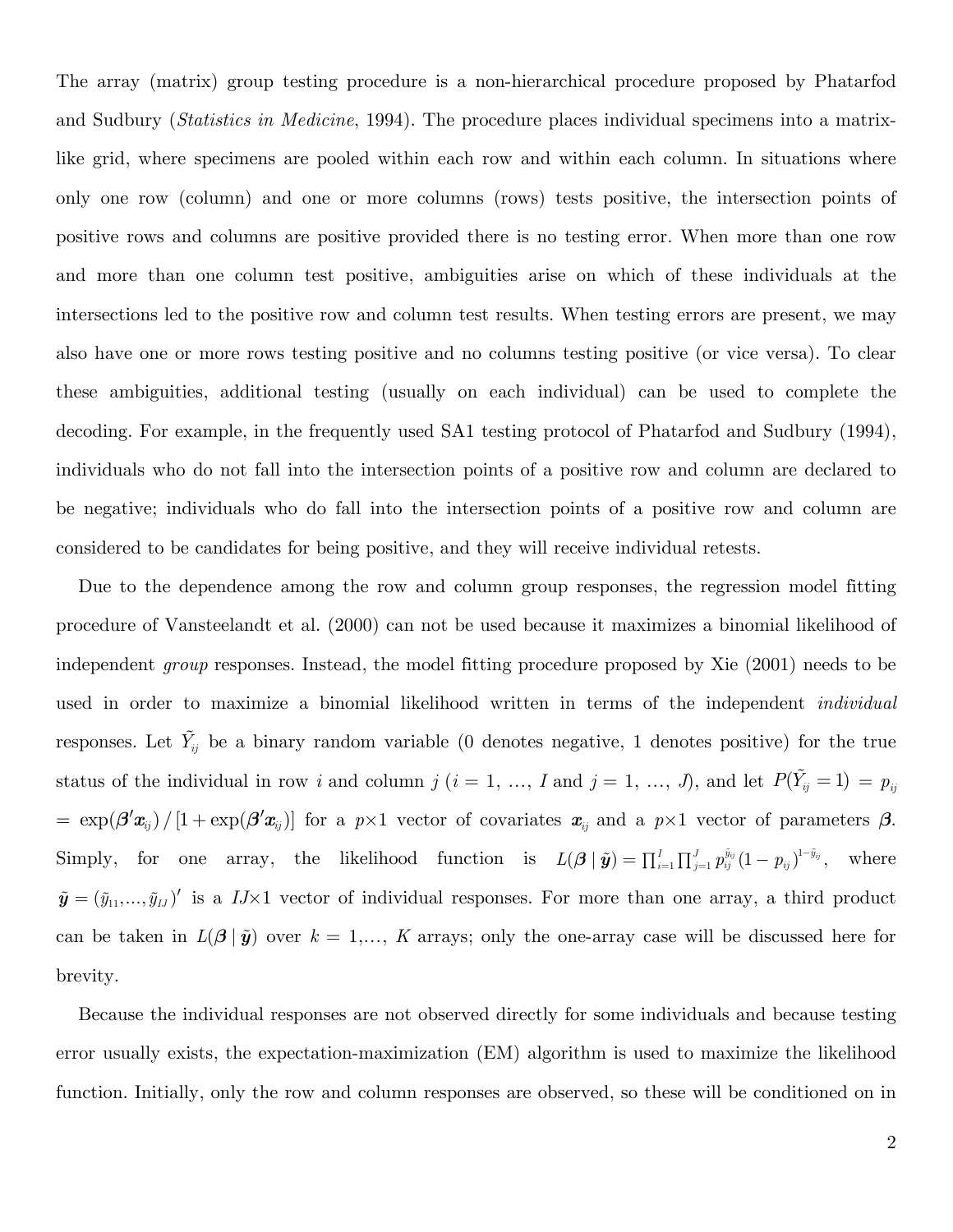The array (matrix) group testing procedure is a non-hierarchical procedure proposed by Phatarfod and Sudbury (*Statistics in Medicine*, 1994). The procedure places individual specimens into a matrix-like grid, where specimens are pooled within each row and within each column. In situations where only one row (column) and one or more columns (rows) tests positive, the intersection points of positive rows and columns are positive provided there is no testing error. When more than one row and more than one column test positive, ambiguities arise on which of these individuals at the intersections led to the positive row and column test results. When testing errors are present, we may also have one or more rows testing positive and no columns testing positive (or vice versa). To clear these ambiguities, additional testing (usually on each individual) can be used to complete the decoding. For example, in the frequently used SA1 testing protocol of Phatarfod and Sudbury (1994), individuals who do not fall into the intersection points of a positive row and column are declared to be negative; individuals who do fall into the intersection points of a positive row and column are considered to be candidates for being positive, and they will receive individual retests.

Due to the dependence among the row and column group responses, the regression model fitting procedure of Vansteelandt et al. (2000) can not be used because it maximizes a binomial likelihood of independent *group* responses. Instead, the model fitting procedure proposed by Xie (2001) needs to be used in order to maximize a binomial likelihood written in terms of the independent *individual* responses. Let $\tilde{Y}_{ij}$ be a binary random variable (0 denotes negative, 1 denotes positive) for the true status of the individual in row $i$ and column $j$ ($i = 1, \ldots, I$ and $j = 1, \ldots, J$), and let $P(\tilde{Y}_{ij} = 1) = p_{ij}$ $= \exp(\boldsymbol{\beta}'\boldsymbol{x}_{ij}) / [1 + \exp(\boldsymbol{\beta}'\boldsymbol{x}_{ij})]$ for a $p\times 1$ vector of covariates $\boldsymbol{x}_{ij}$ and a $p\times 1$ vector of parameters $\boldsymbol{\beta}$. Simply, for one array, the likelihood function is $L(\boldsymbol{\beta} \mid \tilde{\boldsymbol{y}}) = \prod_{i=1}^{I} \prod_{j=1}^{J} p_{ij}^{\tilde{y}_{ij}} (1 - p_{ij})^{1-\tilde{y}_{ij}}$, where $\tilde{\boldsymbol{y}} = (\tilde{y}_{11}, \ldots, \tilde{y}_{IJ})'$ is a $IJ\times 1$ vector of individual responses. For more than one array, a third product can be taken in $L(\boldsymbol{\beta} \mid \tilde{\boldsymbol{y}})$ over $k = 1, \ldots, K$ arrays; only the one-array case will be discussed here for brevity.

Because the individual responses are not observed directly for some individuals and because testing error usually exists, the expectation-maximization (EM) algorithm is used to maximize the likelihood function. Initially, only the row and column responses are observed, so these will be conditioned on in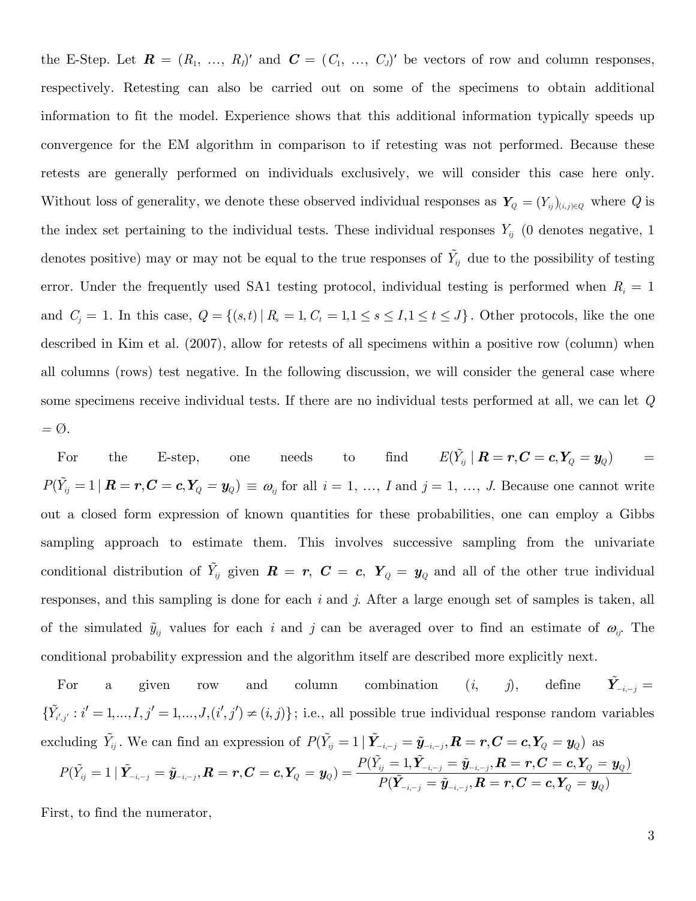the E-Step. Let $\boldsymbol{R} = (R_1, \ldots, R_I)'$ and $\boldsymbol{C} = (C_1, \ldots, C_J)'$ be vectors of row and column responses, respectively. Retesting can also be carried out on some of the specimens to obtain additional information to fit the model. Experience shows that this additional information typically speeds up convergence for the EM algorithm in comparison to if retesting was not performed. Because these retests are generally performed on individuals exclusively, we will consider this case here only. Without loss of generality, we denote these observed individual responses as $\boldsymbol{Y}_Q = (Y_{ij})_{(i,j)\in Q}$ where $Q$ is the index set pertaining to the individual tests. These individual responses $Y_{ij}$ (0 denotes negative, 1 denotes positive) may or may not be equal to the true responses of $\tilde{Y}_{ij}$ due to the possibility of testing error. Under the frequently used SA1 testing protocol, individual testing is performed when $R_i = 1$ and $C_j = 1$. In this case, $Q = \{(s,t) \mid R_s = 1, C_t = 1, 1 \leq s \leq I, 1 \leq t \leq J\}$. Other protocols, like the one described in Kim et al. (2007), allow for retests of all specimens within a positive row (column) when all columns (rows) test negative. In the following discussion, we will consider the general case where some specimens receive individual tests. If there are no individual tests performed at all, we can let $Q = \emptyset$.

For the E-step, one needs to find $E(\tilde{Y}_{ij} \mid \boldsymbol{R} = \boldsymbol{r}, \boldsymbol{C} = \boldsymbol{c}, \boldsymbol{Y}_Q = \boldsymbol{y}_Q) = P(\tilde{Y}_{ij} = 1 \mid \boldsymbol{R} = \boldsymbol{r}, \boldsymbol{C} = \boldsymbol{c}, \boldsymbol{Y}_Q = \boldsymbol{y}_Q) \equiv \omega_{ij}$ for all $i = 1, \ldots, I$ and $j = 1, \ldots, J$. Because one cannot write out a closed form expression of known quantities for these probabilities, one can employ a Gibbs sampling approach to estimate them. This involves successive sampling from the univariate conditional distribution of $\tilde{Y}_{ij}$ given $\boldsymbol{R} = \boldsymbol{r}$, $\boldsymbol{C} = \boldsymbol{c}$, $\boldsymbol{Y}_Q = \boldsymbol{y}_Q$ and all of the other true individual responses, and this sampling is done for each $i$ and $j$. After a large enough set of samples is taken, all of the simulated $\tilde{y}_{ij}$ values for each $i$ and $j$ can be averaged over to find an estimate of $\omega_{ij}$. The conditional probability expression and the algorithm itself are described more explicitly next.

For a given row and column combination $(i, j)$, define $\tilde{\boldsymbol{Y}}_{-i,-j} = \{\tilde{Y}_{i',j'} : i' = 1,\ldots,I, j' = 1,\ldots,J, (i',j') \neq (i,j)\}$; i.e., all possible true individual response random variables excluding $\tilde{Y}_{ij}$. We can find an expression of $P(\tilde{Y}_{ij} = 1 \mid \tilde{\boldsymbol{Y}}_{-i,-j} = \tilde{\boldsymbol{y}}_{-i,-j}, \boldsymbol{R} = \boldsymbol{r}, \boldsymbol{C} = \boldsymbol{c}, \boldsymbol{Y}_Q = \boldsymbol{y}_Q)$ as

$$P(\tilde{Y}_{ij} = 1 \mid \tilde{\boldsymbol{Y}}_{-i,-j} = \tilde{\boldsymbol{y}}_{-i,-j}, \boldsymbol{R} = \boldsymbol{r}, \boldsymbol{C} = \boldsymbol{c}, \boldsymbol{Y}_Q = \boldsymbol{y}_Q) = \frac{P(\tilde{Y}_{ij} = 1, \tilde{\boldsymbol{Y}}_{-i,-j} = \tilde{\boldsymbol{y}}_{-i,-j}, \boldsymbol{R} = \boldsymbol{r}, \boldsymbol{C} = \boldsymbol{c}, \boldsymbol{Y}_Q = \boldsymbol{y}_Q)}{P(\tilde{\boldsymbol{Y}}_{-i,-j} = \tilde{\boldsymbol{y}}_{-i,-j}, \boldsymbol{R} = \boldsymbol{r}, \boldsymbol{C} = \boldsymbol{c}, \boldsymbol{Y}_Q = \boldsymbol{y}_Q)}$$

First, to find the numerator,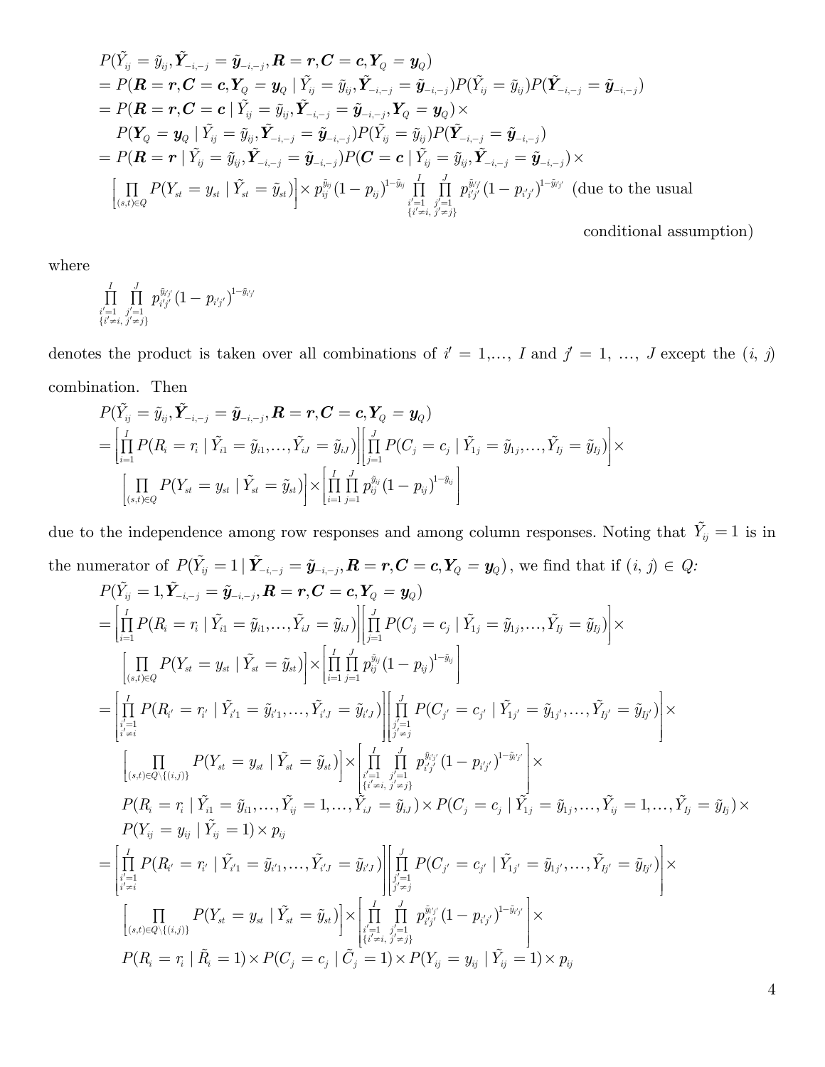$$
\begin{aligned}
&P(\tilde{Y}_{ij} = \tilde{y}_{ij}, \tilde{\boldsymbol{Y}}_{-i,-j} = \tilde{\boldsymbol{y}}_{-i,-j}, \boldsymbol{R} = \boldsymbol{r}, \boldsymbol{C} = \boldsymbol{c}, \boldsymbol{Y}_Q = \boldsymbol{y}_Q) \\
&= P(\boldsymbol{R} = \boldsymbol{r}, \boldsymbol{C} = \boldsymbol{c}, \boldsymbol{Y}_Q = \boldsymbol{y}_Q \mid \tilde{Y}_{ij} = \tilde{y}_{ij}, \tilde{\boldsymbol{Y}}_{-i,-j} = \tilde{\boldsymbol{y}}_{-i,-j}) P(\tilde{Y}_{ij} = \tilde{y}_{ij}) P(\tilde{\boldsymbol{Y}}_{-i,-j} = \tilde{\boldsymbol{y}}_{-i,-j}) \\
&= P(\boldsymbol{R} = \boldsymbol{r}, \boldsymbol{C} = \boldsymbol{c} \mid \tilde{Y}_{ij} = \tilde{y}_{ij}, \tilde{\boldsymbol{Y}}_{-i,-j} = \tilde{\boldsymbol{y}}_{-i,-j}, \boldsymbol{Y}_Q = \boldsymbol{y}_Q) \times \\
&\quad P(\boldsymbol{Y}_Q = \boldsymbol{y}_Q \mid \tilde{Y}_{ij} = \tilde{y}_{ij}, \tilde{\boldsymbol{Y}}_{-i,-j} = \tilde{\boldsymbol{y}}_{-i,-j}) P(\tilde{Y}_{ij} = \tilde{y}_{ij}) P(\tilde{\boldsymbol{Y}}_{-i,-j} = \tilde{\boldsymbol{y}}_{-i,-j}) \\
&= P(\boldsymbol{R} = \boldsymbol{r} \mid \tilde{Y}_{ij} = \tilde{y}_{ij}, \tilde{\boldsymbol{Y}}_{-i,-j} = \tilde{\boldsymbol{y}}_{-i,-j}) P(\boldsymbol{C} = \boldsymbol{c} \mid \tilde{Y}_{ij} = \tilde{y}_{ij}, \tilde{\boldsymbol{Y}}_{-i,-j} = \tilde{\boldsymbol{y}}_{-i,-j}) \times \\
&\quad \left[\prod_{(s,t)\in Q} P(Y_{st} = y_{st} \mid \tilde{Y}_{st} = \tilde{y}_{st})\right] \times p_{ij}^{\tilde{y}_{ij}} (1 - p_{ij})^{1-\tilde{y}_{ij}} \prod_{\substack{i'=1 \\ \{i' \neq i,}}^{I} \prod_{\substack{j'=1 \\ j' \neq j\}}}^{J} p_{i'j'}^{\tilde{y}_{i'j'}} (1 - p_{i'j'})^{1-\tilde{y}_{i'j'}} \text{ (due to the usual conditional assumption)}
\end{aligned}
$$

where

$$
\prod_{\substack{i'=1 \\ \{i' \neq i,}}^{I} \prod_{\substack{j'=1 \\ j' \neq j\}}}^{J} p_{i'j'}^{\tilde{y}_{i'j'}} (1 - p_{i'j'})^{1-\tilde{y}_{i'j'}}
$$

denotes the product is taken over all combinations of $i' = 1, \ldots, I$ and $j' = 1, \ldots, J$ except the $(i, j)$ combination. Then

$$
\begin{aligned}
&P(\tilde{Y}_{ij} = \tilde{y}_{ij}, \tilde{\boldsymbol{Y}}_{-i,-j} = \tilde{\boldsymbol{y}}_{-i,-j}, \boldsymbol{R} = \boldsymbol{r}, \boldsymbol{C} = \boldsymbol{c}, \boldsymbol{Y}_Q = \boldsymbol{y}_Q) \\
&= \left[\prod_{i=1}^{I} P(R_i = r_i \mid \tilde{Y}_{i1} = \tilde{y}_{i1}, \ldots, \tilde{Y}_{iJ} = \tilde{y}_{iJ})\right]\left[\prod_{j=1}^{J} P(C_j = c_j \mid \tilde{Y}_{1j} = \tilde{y}_{1j}, \ldots, \tilde{Y}_{Ij} = \tilde{y}_{Ij})\right] \times \\
&\quad \left[\prod_{(s,t)\in Q} P(Y_{st} = y_{st} \mid \tilde{Y}_{st} = \tilde{y}_{st})\right] \times \left[\prod_{i=1}^{I} \prod_{j=1}^{J} p_{ij}^{\tilde{y}_{ij}} (1 - p_{ij})^{1-\tilde{y}_{ij}}\right]
\end{aligned}
$$

due to the independence among row responses and among column responses. Noting that $\tilde{Y}_{ij} = 1$ is in the numerator of $P(\tilde{Y}_{ij} = 1 \mid \tilde{\boldsymbol{Y}}_{-i,-j} = \tilde{\boldsymbol{y}}_{-i,-j}, \boldsymbol{R} = \boldsymbol{r}, \boldsymbol{C} = \boldsymbol{c}, \boldsymbol{Y}_Q = \boldsymbol{y}_Q)$, we find that if $(i, j) \in Q$:

$$
\begin{aligned}
&P(\tilde{Y}_{ij} = 1, \tilde{\boldsymbol{Y}}_{-i,-j} = \tilde{\boldsymbol{y}}_{-i,-j}, \boldsymbol{R} = \boldsymbol{r}, \boldsymbol{C} = \boldsymbol{c}, \boldsymbol{Y}_Q = \boldsymbol{y}_Q) \\
&= \left[\prod_{i=1}^{I} P(R_i = r_i \mid \tilde{Y}_{i1} = \tilde{y}_{i1}, \ldots, \tilde{Y}_{iJ} = \tilde{y}_{iJ})\right]\left[\prod_{j=1}^{J} P(C_j = c_j \mid \tilde{Y}_{1j} = \tilde{y}_{1j}, \ldots, \tilde{Y}_{Ij} = \tilde{y}_{Ij})\right] \times \\
&\quad \left[\prod_{(s,t)\in Q} P(Y_{st} = y_{st} \mid \tilde{Y}_{st} = \tilde{y}_{st})\right] \times \left[\prod_{i=1}^{I} \prod_{j=1}^{J} p_{ij}^{\tilde{y}_{ij}} (1 - p_{ij})^{1-\tilde{y}_{ij}}\right] \\
&= \left[\prod_{\substack{i'=1 \\ i' \neq i}}^{I} P(R_{i'} = r_{i'} \mid \tilde{Y}_{i'1} = \tilde{y}_{i'1}, \ldots, \tilde{Y}_{i'J} = \tilde{y}_{i'J})\right]\left[\prod_{\substack{j'=1 \\ j' \neq j}}^{J} P(C_{j'} = c_{j'} \mid \tilde{Y}_{1j'} = \tilde{y}_{1j'}, \ldots, \tilde{Y}_{Ij'} = \tilde{y}_{Ij'})\right] \times \\
&\quad \left[\prod_{(s,t)\in Q\setminus\{(i,j)\}} P(Y_{st} = y_{st} \mid \tilde{Y}_{st} = \tilde{y}_{st})\right] \times \left[\prod_{\substack{i'=1 \\ \{i' \neq i,}}^{I} \prod_{\substack{j'=1 \\ j' \neq j\}}}^{J} p_{i'j'}^{\tilde{y}_{i'j'}} (1 - p_{i'j'})^{1-\tilde{y}_{i'j'}}\right] \times \\
&\quad P(R_i = r_i \mid \tilde{Y}_{i1} = \tilde{y}_{i1}, \ldots, \tilde{Y}_{ij} = 1, \ldots, \tilde{Y}_{iJ} = \tilde{y}_{iJ}) \times P(C_j = c_j \mid \tilde{Y}_{1j} = \tilde{y}_{1j}, \ldots, \tilde{Y}_{ij} = 1, \ldots, \tilde{Y}_{Ij} = \tilde{y}_{Ij}) \times \\
&\quad P(Y_{ij} = y_{ij} \mid \tilde{Y}_{ij} = 1) \times p_{ij} \\
&= \left[\prod_{\substack{i'=1 \\ i' \neq i}}^{I} P(R_{i'} = r_{i'} \mid \tilde{Y}_{i'1} = \tilde{y}_{i'1}, \ldots, \tilde{Y}_{i'J} = \tilde{y}_{i'J})\right]\left[\prod_{\substack{j'=1 \\ j' \neq j}}^{J} P(C_{j'} = c_{j'} \mid \tilde{Y}_{1j'} = \tilde{y}_{1j'}, \ldots, \tilde{Y}_{Ij'} = \tilde{y}_{Ij'})\right] \times \\
&\quad \left[\prod_{(s,t)\in Q\setminus\{(i,j)\}} P(Y_{st} = y_{st} \mid \tilde{Y}_{st} = \tilde{y}_{st})\right] \times \left[\prod_{\substack{i'=1 \\ \{i' \neq i,}}^{I} \prod_{\substack{j'=1 \\ j' \neq j\}}}^{J} p_{i'j'}^{\tilde{y}_{i'j'}} (1 - p_{i'j'})^{1-\tilde{y}_{i'j'}}\right] \times \\
&\quad P(R_i = r_i \mid \tilde{R}_i = 1) \times P(C_j = c_j \mid \tilde{C}_j = 1) \times P(Y_{ij} = y_{ij} \mid \tilde{Y}_{ij} = 1) \times p_{ij}
\end{aligned}
$$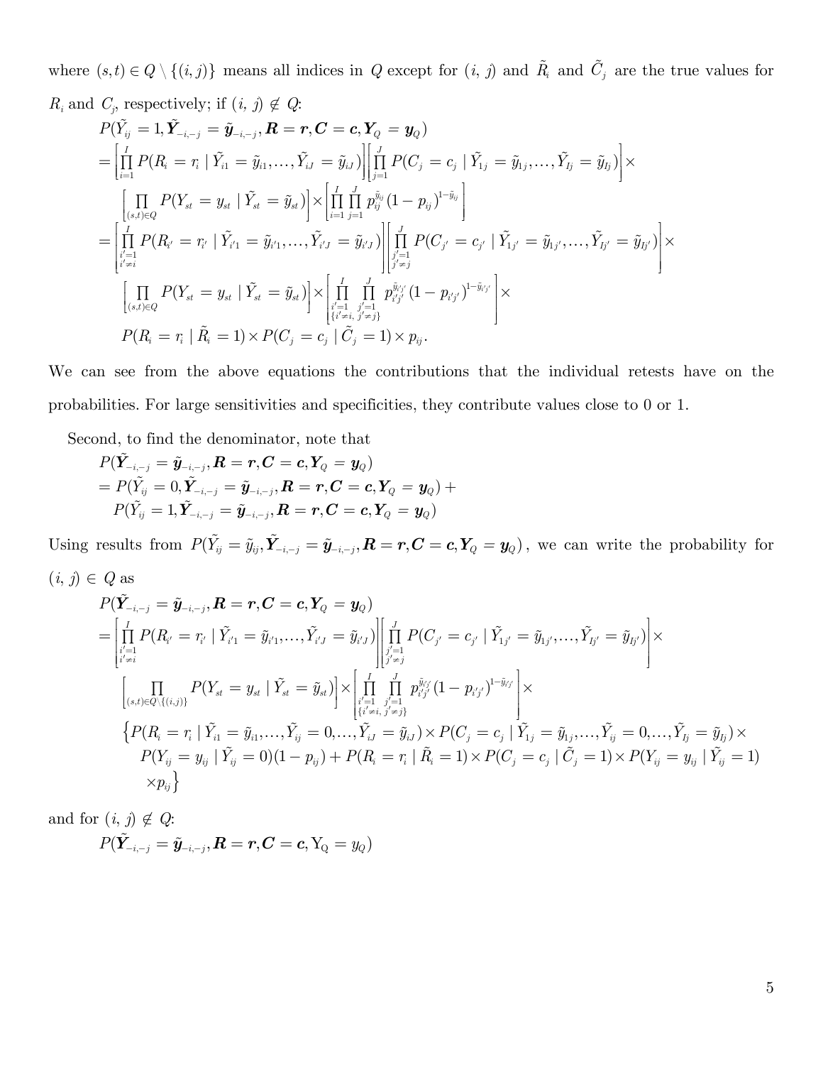where $(s,t) \in Q \setminus \{(i,j)\}$ means all indices in $Q$ except for $(i, j)$ and $\tilde{R}_i$ and $\tilde{C}_j$ are the true values for $R_i$ and $C_j$, respectively; if $(i, j) \notin Q$:

$$
\begin{aligned}
&P(\tilde{Y}_{ij} = 1, \tilde{\boldsymbol{Y}}_{-i,-j} = \tilde{\boldsymbol{y}}_{-i,-j}, \boldsymbol{R} = \boldsymbol{r}, \boldsymbol{C} = \boldsymbol{c}, \boldsymbol{Y}_Q = \boldsymbol{y}_Q) \\
&= \left[\prod_{i=1}^{I} P(R_i = r_i \mid \tilde{Y}_{i1} = \tilde{y}_{i1}, \ldots, \tilde{Y}_{iJ} = \tilde{y}_{iJ})\right]\left[\prod_{j=1}^{J} P(C_j = c_j \mid \tilde{Y}_{1j} = \tilde{y}_{1j}, \ldots, \tilde{Y}_{Ij} = \tilde{y}_{Ij})\right] \times \\
&\quad \left[\prod_{(s,t)\in Q} P(Y_{st} = y_{st} \mid \tilde{Y}_{st} = \tilde{y}_{st})\right] \times \left[\prod_{i=1}^{I}\prod_{j=1}^{J} p_{ij}^{\tilde{y}_{ij}} (1 - p_{ij})^{1-\tilde{y}_{ij}}\right] \\
&= \left[\prod_{\substack{i'=1 \\ i'\neq i}}^{I} P(R_{i'} = r_{i'} \mid \tilde{Y}_{i'1} = \tilde{y}_{i'1}, \ldots, \tilde{Y}_{i'J} = \tilde{y}_{i'J})\right]\left[\prod_{\substack{j'=1 \\ j'\neq j}}^{J} P(C_{j'} = c_{j'} \mid \tilde{Y}_{1j'} = \tilde{y}_{1j'}, \ldots, \tilde{Y}_{Ij'} = \tilde{y}_{Ij'})\right] \times \\
&\quad \left[\prod_{(s,t)\in Q} P(Y_{st} = y_{st} \mid \tilde{Y}_{st} = \tilde{y}_{st})\right] \times \left[\prod_{\substack{i'=1 \\ \{i'\neq i,}}^{I}\prod_{\substack{j'=1 \\ j'\neq j\}}}^{J} p_{i'j'}^{\tilde{y}_{i'j'}} (1 - p_{i'j'})^{1-\tilde{y}_{i'j'}}\right] \times \\
&\quad P(R_i = r_i \mid \tilde{R}_i = 1) \times P(C_j = c_j \mid \tilde{C}_j = 1) \times p_{ij}.
\end{aligned}
$$

We can see from the above equations the contributions that the individual retests have on the probabilities. For large sensitivities and specificities, they contribute values close to 0 or 1.

Second, to find the denominator, note that

$$
\begin{aligned}
&P(\tilde{\boldsymbol{Y}}_{-i,-j} = \tilde{\boldsymbol{y}}_{-i,-j}, \boldsymbol{R} = \boldsymbol{r}, \boldsymbol{C} = \boldsymbol{c}, \boldsymbol{Y}_Q = \boldsymbol{y}_Q) \\
&= P(\tilde{Y}_{ij} = 0, \tilde{\boldsymbol{Y}}_{-i,-j} = \tilde{\boldsymbol{y}}_{-i,-j}, \boldsymbol{R} = \boldsymbol{r}, \boldsymbol{C} = \boldsymbol{c}, \boldsymbol{Y}_Q = \boldsymbol{y}_Q) + \\
&\quad P(\tilde{Y}_{ij} = 1, \tilde{\boldsymbol{Y}}_{-i,-j} = \tilde{\boldsymbol{y}}_{-i,-j}, \boldsymbol{R} = \boldsymbol{r}, \boldsymbol{C} = \boldsymbol{c}, \boldsymbol{Y}_Q = \boldsymbol{y}_Q)
\end{aligned}
$$

Using results from $P(\tilde{Y}_{ij} = \tilde{y}_{ij}, \tilde{\boldsymbol{Y}}_{-i,-j} = \tilde{\boldsymbol{y}}_{-i,-j}, \boldsymbol{R} = \boldsymbol{r}, \boldsymbol{C} = \boldsymbol{c}, \boldsymbol{Y}_Q = \boldsymbol{y}_Q)$, we can write the probability for $(i, j) \in Q$ as

$$
\begin{aligned}
&P(\tilde{\boldsymbol{Y}}_{-i,-j} = \tilde{\boldsymbol{y}}_{-i,-j}, \boldsymbol{R} = \boldsymbol{r}, \boldsymbol{C} = \boldsymbol{c}, \boldsymbol{Y}_Q = \boldsymbol{y}_Q) \\
&= \left[\prod_{\substack{i'=1 \\ i'\neq i}}^{I} P(R_{i'} = r_{i'} \mid \tilde{Y}_{i'1} = \tilde{y}_{i'1}, \ldots, \tilde{Y}_{i'J} = \tilde{y}_{i'J})\right]\left[\prod_{\substack{j'=1 \\ j'\neq j}}^{J} P(C_{j'} = c_{j'} \mid \tilde{Y}_{1j'} = \tilde{y}_{1j'}, \ldots, \tilde{Y}_{Ij'} = \tilde{y}_{Ij'})\right] \times \\
&\quad \left[\prod_{(s,t)\in Q\setminus\{(i,j)\}} P(Y_{st} = y_{st} \mid \tilde{Y}_{st} = \tilde{y}_{st})\right] \times \left[\prod_{\substack{i'=1 \\ \{i'\neq i,}}^{I}\prod_{\substack{j'=1 \\ j'\neq j\}}}^{J} p_{i'j'}^{\tilde{y}_{i'j'}} (1 - p_{i'j'})^{1-\tilde{y}_{i'j'}}\right] \times \\
&\quad \big\{P(R_i = r_i \mid \tilde{Y}_{i1} = \tilde{y}_{i1}, \ldots, \tilde{Y}_{ij} = 0, \ldots, \tilde{Y}_{iJ} = \tilde{y}_{iJ}) \times P(C_j = c_j \mid \tilde{Y}_{1j} = \tilde{y}_{1j}, \ldots, \tilde{Y}_{ij} = 0, \ldots, \tilde{Y}_{Ij} = \tilde{y}_{Ij}) \times \\
&\qquad P(Y_{ij} = y_{ij} \mid \tilde{Y}_{ij} = 0)(1 - p_{ij}) + P(R_i = r_i \mid \tilde{R}_i = 1) \times P(C_j = c_j \mid \tilde{C}_j = 1) \times P(Y_{ij} = y_{ij} \mid \tilde{Y}_{ij} = 1) \\
&\qquad \times p_{ij}\big\}
\end{aligned}
$$

and for $(i, j) \notin Q$:

$$
P(\tilde{\boldsymbol{Y}}_{-i,-j} = \tilde{\boldsymbol{y}}_{-i,-j}, \boldsymbol{R} = \boldsymbol{r}, \boldsymbol{C} = \boldsymbol{c}, \mathrm{Y}_{\mathrm{Q}} = y_Q)
$$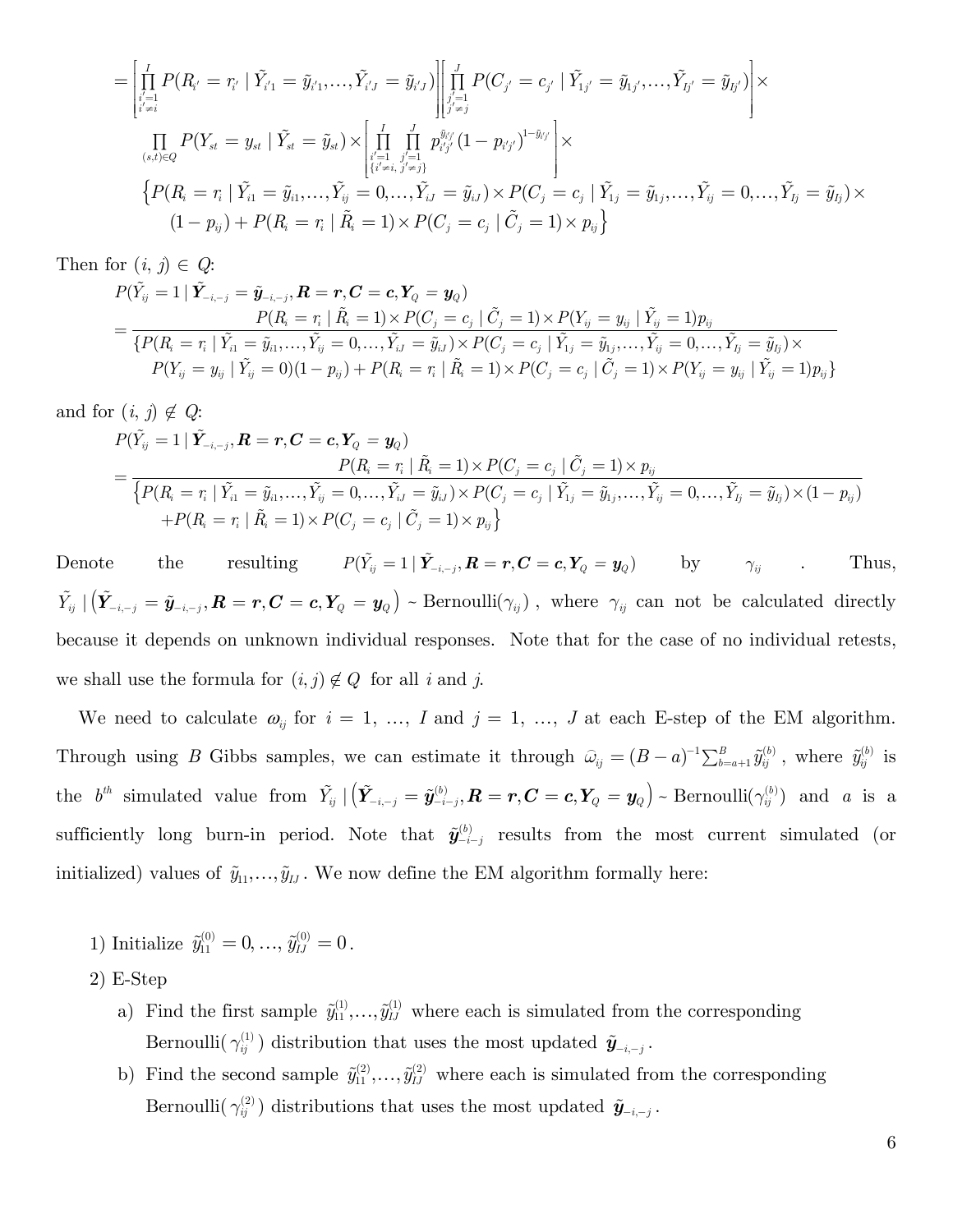$$
= \left[\prod_{\substack{i'=1 \\ i' \neq i}}^{I} P(R_{i'} = r_{i'} \mid \tilde{Y}_{i'1} = \tilde{y}_{i'1},\ldots,\tilde{Y}_{i'J} = \tilde{y}_{i'J})\right]\left[\prod_{\substack{j'=1 \\ j' \neq j}}^{J} P(C_{j'} = c_{j'} \mid \tilde{Y}_{1j'} = \tilde{y}_{1j'},\ldots,\tilde{Y}_{Ij'} = \tilde{y}_{Ij'})\right] \times
$$

$$
\prod_{(s,t)\in Q} P(Y_{st} = y_{st} \mid \tilde{Y}_{st} = \tilde{y}_{st}) \times \left[\prod_{\substack{i'=1 \\ \{i' \neq i,}}^{I} \prod_{\substack{j'=1 \\ j' \neq j\}}}^{J} p_{i'j'}^{\tilde{y}_{i'j'}} (1 - p_{i'j'})^{1-\tilde{y}_{i'j'}}\right] \times
$$

$$
\Big\{P(R_i = r_i \mid \tilde{Y}_{i1} = \tilde{y}_{i1},\ldots,\tilde{Y}_{ij} = 0,\ldots,\tilde{Y}_{iJ} = \tilde{y}_{iJ}) \times P(C_j = c_j \mid \tilde{Y}_{1j} = \tilde{y}_{1j},\ldots,\tilde{Y}_{ij} = 0,\ldots,\tilde{Y}_{Ij} = \tilde{y}_{Ij}) \times
(1 - p_{ij}) + P(R_i = r_i \mid \tilde{R}_i = 1) \times P(C_j = c_j \mid \tilde{C}_j = 1) \times p_{ij}\Big\}
$$

Then for $(i, j) \in Q$:

$$
P(\tilde{Y}_{ij} = 1 \mid \tilde{\boldsymbol{Y}}_{-i,-j} = \tilde{\boldsymbol{y}}_{-i,-j}, \boldsymbol{R} = \boldsymbol{r}, \boldsymbol{C} = \boldsymbol{c}, \boldsymbol{Y}_Q = \boldsymbol{y}_Q)
$$

$$
= \frac{P(R_i = r_i \mid \tilde{R}_i = 1) \times P(C_j = c_j \mid \tilde{C}_j = 1) \times P(Y_{ij} = y_{ij} \mid \tilde{Y}_{ij} = 1) p_{ij}}{\begin{array}{l}\{P(R_i = r_i \mid \tilde{Y}_{i1} = \tilde{y}_{i1},\ldots,\tilde{Y}_{ij} = 0,\ldots,\tilde{Y}_{iJ} = \tilde{y}_{iJ}) \times P(C_j = c_j \mid \tilde{Y}_{1j} = \tilde{y}_{1j},\ldots,\tilde{Y}_{ij} = 0,\ldots,\tilde{Y}_{Ij} = \tilde{y}_{Ij}) \times \\ \quad P(Y_{ij} = y_{ij} \mid \tilde{Y}_{ij} = 0)(1 - p_{ij}) + P(R_i = r_i \mid \tilde{R}_i = 1) \times P(C_j = c_j \mid \tilde{C}_j = 1) \times P(Y_{ij} = y_{ij} \mid \tilde{Y}_{ij} = 1) p_{ij}\}\end{array}}
$$

and for $(i, j) \notin Q$:

$$
P(\tilde{Y}_{ij} = 1 \mid \tilde{\boldsymbol{Y}}_{-i,-j}, \boldsymbol{R} = \boldsymbol{r}, \boldsymbol{C} = \boldsymbol{c}, \boldsymbol{Y}_Q = \boldsymbol{y}_Q)
$$

$$
= \frac{P(R_i = r_i \mid \tilde{R}_i = 1) \times P(C_j = c_j \mid \tilde{C}_j = 1) \times p_{ij}}{\begin{array}{l}\big\{P(R_i = r_i \mid \tilde{Y}_{i1} = \tilde{y}_{i1},\ldots,\tilde{Y}_{ij} = 0,\ldots,\tilde{Y}_{iJ} = \tilde{y}_{iJ}) \times P(C_j = c_j \mid \tilde{Y}_{1j} = \tilde{y}_{1j},\ldots,\tilde{Y}_{ij} = 0,\ldots,\tilde{Y}_{Ij} = \tilde{y}_{Ij}) \times (1 - p_{ij}) \\ \quad + P(R_i = r_i \mid \tilde{R}_i = 1) \times P(C_j = c_j \mid \tilde{C}_j = 1) \times p_{ij}\big\}\end{array}}
$$

Denote the resulting $P(\tilde{Y}_{ij} = 1 \mid \tilde{\boldsymbol{Y}}_{-i,-j}, \boldsymbol{R} = \boldsymbol{r}, \boldsymbol{C} = \boldsymbol{c}, \boldsymbol{Y}_Q = \boldsymbol{y}_Q)$ by $\gamma_{ij}$. Thus, $\tilde{Y}_{ij} \mid \left(\tilde{\boldsymbol{Y}}_{-i,-j} = \tilde{\boldsymbol{y}}_{-i,-j}, \boldsymbol{R} = \boldsymbol{r}, \boldsymbol{C} = \boldsymbol{c}, \boldsymbol{Y}_Q = \boldsymbol{y}_Q\right) \sim \text{Bernoulli}(\gamma_{ij})$, where $\gamma_{ij}$ can not be calculated directly because it depends on unknown individual responses. Note that for the case of no individual retests, we shall use the formula for $(i, j) \notin Q$ for all $i$ and $j$.

We need to calculate $\omega_{ij}$ for $i = 1, \ldots, I$ and $j = 1, \ldots, J$ at each E-step of the EM algorithm. Through using $B$ Gibbs samples, we can estimate it through $\hat{\omega}_{ij} = (B - a)^{-1} \sum_{b=a+1}^{B} \tilde{y}_{ij}^{(b)}$, where $\tilde{y}_{ij}^{(b)}$ is the $b^{th}$ simulated value from $\tilde{Y}_{ij} \mid \left(\tilde{\boldsymbol{Y}}_{-i,-j} = \tilde{\boldsymbol{y}}_{-i-j}^{(b)}, \boldsymbol{R} = \boldsymbol{r}, \boldsymbol{C} = \boldsymbol{c}, \boldsymbol{Y}_Q = \boldsymbol{y}_Q\right) \sim \text{Bernoulli}(\gamma_{ij}^{(b)})$ and $a$ is a sufficiently long burn-in period. Note that $\tilde{\boldsymbol{y}}_{-i-j}^{(b)}$ results from the most current simulated (or initialized) values of $\tilde{y}_{11}, \ldots, \tilde{y}_{IJ}$. We now define the EM algorithm formally here:

1) Initialize $\tilde{y}_{11}^{(0)} = 0, \ldots, \tilde{y}_{IJ}^{(0)} = 0$.
2) E-Step
   a) Find the first sample $\tilde{y}_{11}^{(1)}, \ldots, \tilde{y}_{IJ}^{(1)}$ where each is simulated from the corresponding Bernoulli($\gamma_{ij}^{(1)}$) distribution that uses the most updated $\tilde{\boldsymbol{y}}_{-i,-j}$.
   b) Find the second sample $\tilde{y}_{11}^{(2)}, \ldots, \tilde{y}_{IJ}^{(2)}$ where each is simulated from the corresponding Bernoulli($\gamma_{ij}^{(2)}$) distributions that uses the most updated $\tilde{\boldsymbol{y}}_{-i,-j}$.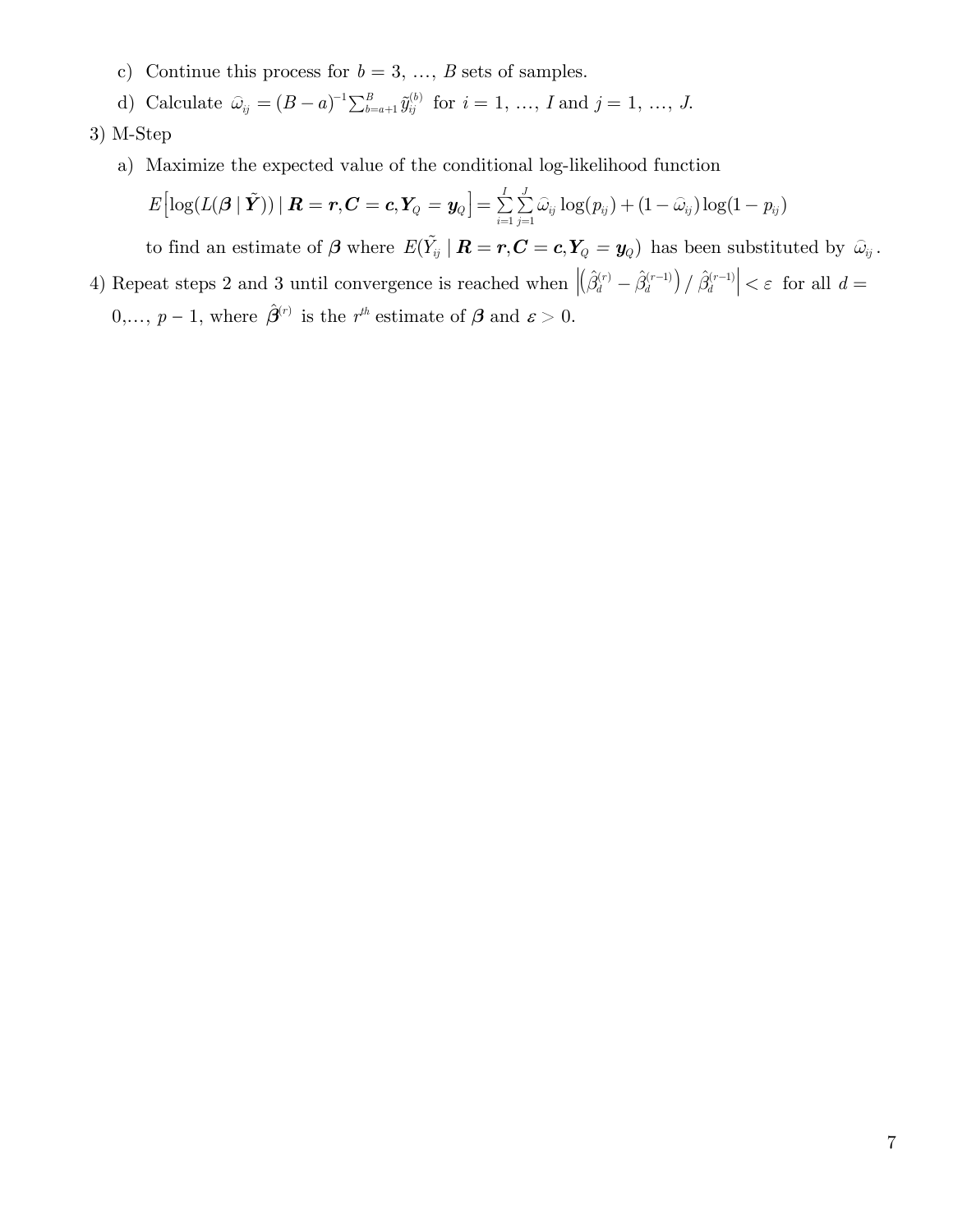c) Continue this process for $b = 3, \ldots, B$ sets of samples.

d) Calculate $\widehat{\omega}_{ij} = (B - a)^{-1} \sum_{b=a+1}^{B} \tilde{y}_{ij}^{(b)}$ for $i = 1, \ldots, I$ and $j = 1, \ldots, J$.

3) M-Step

a) Maximize the expected value of the conditional log-likelihood function

$$E\left[\log(L(\boldsymbol{\beta} \mid \tilde{\boldsymbol{Y}})) \mid \boldsymbol{R} = \boldsymbol{r}, \boldsymbol{C} = \boldsymbol{c}, \boldsymbol{Y}_Q = \boldsymbol{y}_Q\right] = \sum_{i=1}^{I} \sum_{j=1}^{J} \widehat{\omega}_{ij} \log(p_{ij}) + (1 - \widehat{\omega}_{ij}) \log(1 - p_{ij})$$

to find an estimate of $\boldsymbol{\beta}$ where $E(\tilde{Y}_{ij} \mid \boldsymbol{R} = \boldsymbol{r}, \boldsymbol{C} = \boldsymbol{c}, \boldsymbol{Y}_Q = \boldsymbol{y}_Q)$ has been substituted by $\widehat{\omega}_{ij}$.

4) Repeat steps 2 and 3 until convergence is reached when $\left|\left(\hat{\beta}_d^{(r)} - \hat{\beta}_d^{(r-1)}\right) / \hat{\beta}_d^{(r-1)}\right| < \varepsilon$ for all $d = 0, \ldots, p - 1$, where $\hat{\boldsymbol{\beta}}^{(r)}$ is the $r^{th}$ estimate of $\boldsymbol{\beta}$ and $\varepsilon > 0$.